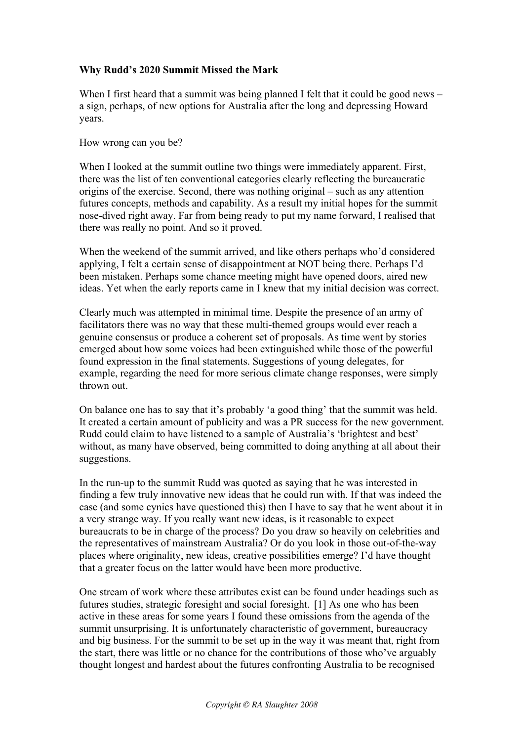**Why Rudd's 2020 Summit Missed the Mark**

When I first heard that a summit was being planned I felt that it could be good news – a sign, perhaps, of new options for Australia after the long and depressing Howard years.

How wrong can you be?

When I looked at the summit outline two things were immediately apparent. First, there was the list of ten conventional categories clearly reflecting the bureaucratic origins of the exercise. Second, there was nothing original – such as any attention futures concepts, methods and capability. As a result my initial hopes for the summit nose-dived right away. Far from being ready to put my name forward, I realised that there was really no point. And so it proved.

When the weekend of the summit arrived, and like others perhaps who'd considered applying, I felt a certain sense of disappointment at NOT being there. Perhaps I'd been mistaken. Perhaps some chance meeting might have opened doors, aired new ideas. Yet when the early reports came in I knew that my initial decision was correct.

Clearly much was attempted in minimal time. Despite the presence of an army of facilitators there was no way that these multi-themed groups would ever reach a genuine consensus or produce a coherent set of proposals. As time went by stories emerged about how some voices had been extinguished while those of the powerful found expression in the final statements. Suggestions of young delegates, for example, regarding the need for more serious climate change responses, were simply thrown out.

On balance one has to say that it's probably 'a good thing' that the summit was held. It created a certain amount of publicity and was a PR success for the new government. Rudd could claim to have listened to a sample of Australia's 'brightest and best' without, as many have observed, being committed to doing anything at all about their suggestions.

In the run-up to the summit Rudd was quoted as saying that he was interested in finding a few truly innovative new ideas that he could run with. If that was indeed the case (and some cynics have questioned this) then I have to say that he went about it in a very strange way. If you really want new ideas, is it reasonable to expect bureaucrats to be in charge of the process? Do you draw so heavily on celebrities and the representatives of mainstream Australia? Or do you look in those out-of-the-way places where originality, new ideas, creative possibilities emerge? I'd have thought that a greater focus on the latter would have been more productive.

One stream of work where these attributes exist can be found under headings such as futures studies, strategic foresight and social foresight. [1] As one who has been active in these areas for some years I found these omissions from the agenda of the summit unsurprising. It is unfortunately characteristic of government, bureaucracy and big business. For the summit to be set up in the way it was meant that, right from the start, there was little or no chance for the contributions of those who've arguably thought longest and hardest about the futures confronting Australia to be recognised

*Copyright © RA Slaughter 2008*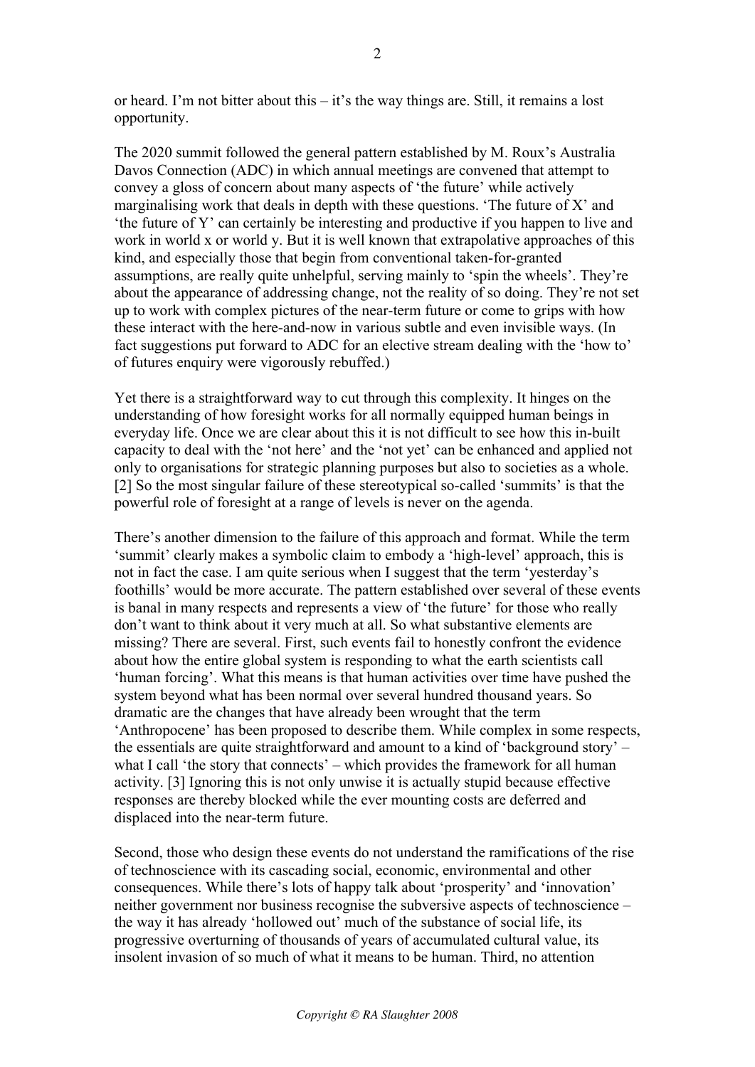or heard. I'm not bitter about this – it's the way things are. Still, it remains a lost opportunity.

The 2020 summit followed the general pattern established by M. Roux's Australia Davos Connection (ADC) in which annual meetings are convened that attempt to convey a gloss of concern about many aspects of 'the future' while actively marginalising work that deals in depth with these questions. 'The future of X' and 'the future of Y' can certainly be interesting and productive if you happen to live and work in world x or world y. But it is well known that extrapolative approaches of this kind, and especially those that begin from conventional taken-for-granted assumptions, are really quite unhelpful, serving mainly to 'spin the wheels'. They're about the appearance of addressing change, not the reality of so doing. They're not set up to work with complex pictures of the near-term future or come to grips with how these interact with the here-and-now in various subtle and even invisible ways. (In fact suggestions put forward to ADC for an elective stream dealing with the 'how to' of futures enquiry were vigorously rebuffed.)

Yet there is a straightforward way to cut through this complexity. It hinges on the understanding of how foresight works for all normally equipped human beings in everyday life. Once we are clear about this it is not difficult to see how this in-built capacity to deal with the 'not here' and the 'not yet' can be enhanced and applied not only to organisations for strategic planning purposes but also to societies as a whole. [2] So the most singular failure of these stereotypical so-called 'summits' is that the powerful role of foresight at a range of levels is never on the agenda.

There's another dimension to the failure of this approach and format. While the term 'summit' clearly makes a symbolic claim to embody a 'high-level' approach, this is not in fact the case. I am quite serious when I suggest that the term 'yesterday's foothills' would be more accurate. The pattern established over several of these events is banal in many respects and represents a view of 'the future' for those who really don't want to think about it very much at all. So what substantive elements are missing? There are several. First, such events fail to honestly confront the evidence about how the entire global system is responding to what the earth scientists call 'human forcing'. What this means is that human activities over time have pushed the system beyond what has been normal over several hundred thousand years. So dramatic are the changes that have already been wrought that the term 'Anthropocene' has been proposed to describe them. While complex in some respects, the essentials are quite straightforward and amount to a kind of 'background story' – what I call 'the story that connects' – which provides the framework for all human activity. [3] Ignoring this is not only unwise it is actually stupid because effective responses are thereby blocked while the ever mounting costs are deferred and displaced into the near-term future.

Second, those who design these events do not understand the ramifications of the rise of technoscience with its cascading social, economic, environmental and other consequences. While there's lots of happy talk about 'prosperity' and 'innovation' neither government nor business recognise the subversive aspects of technoscience – the way it has already 'hollowed out' much of the substance of social life, its progressive overturning of thousands of years of accumulated cultural value, its insolent invasion of so much of what it means to be human. Third, no attention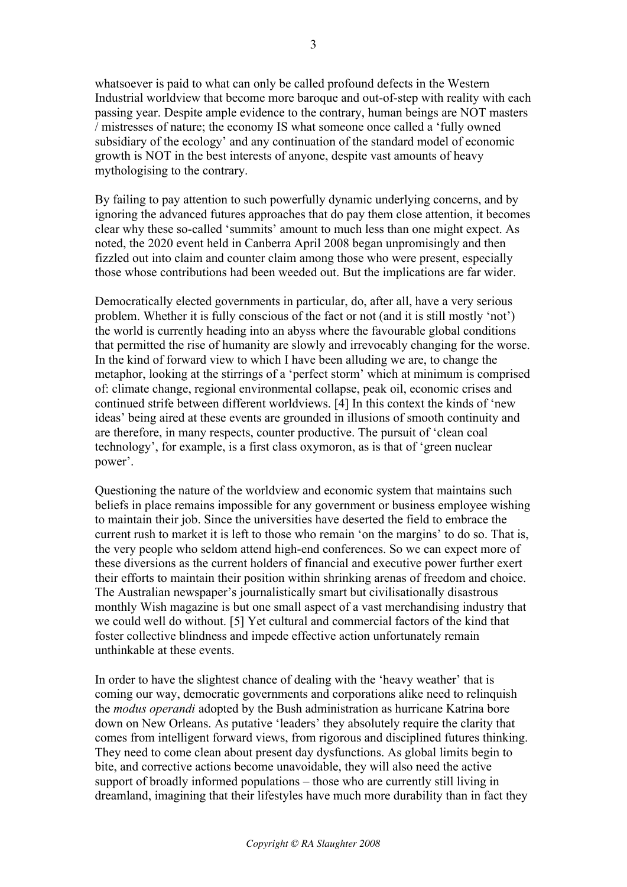whatsoever is paid to what can only be called profound defects in the Western Industrial worldview that become more baroque and out-of-step with reality with each passing year. Despite ample evidence to the contrary, human beings are NOT masters / mistresses of nature; the economy IS what someone once called a 'fully owned subsidiary of the ecology' and any continuation of the standard model of economic growth is NOT in the best interests of anyone, despite vast amounts of heavy mythologising to the contrary.

By failing to pay attention to such powerfully dynamic underlying concerns, and by ignoring the advanced futures approaches that do pay them close attention, it becomes clear why these so-called 'summits' amount to much less than one might expect. As noted, the 2020 event held in Canberra April 2008 began unpromisingly and then fizzled out into claim and counter claim among those who were present, especially those whose contributions had been weeded out. But the implications are far wider.

Democratically elected governments in particular, do, after all, have a very serious problem. Whether it is fully conscious of the fact or not (and it is still mostly 'not') the world is currently heading into an abyss where the favourable global conditions that permitted the rise of humanity are slowly and irrevocably changing for the worse. In the kind of forward view to which I have been alluding we are, to change the metaphor, looking at the stirrings of a 'perfect storm' which at minimum is comprised of: climate change, regional environmental collapse, peak oil, economic crises and continued strife between different worldviews. [4] In this context the kinds of 'new ideas' being aired at these events are grounded in illusions of smooth continuity and are therefore, in many respects, counter productive. The pursuit of 'clean coal technology', for example, is a first class oxymoron, as is that of 'green nuclear power'.

Questioning the nature of the worldview and economic system that maintains such beliefs in place remains impossible for any government or business employee wishing to maintain their job. Since the universities have deserted the field to embrace the current rush to market it is left to those who remain 'on the margins' to do so. That is, the very people who seldom attend high-end conferences. So we can expect more of these diversions as the current holders of financial and executive power further exert their efforts to maintain their position within shrinking arenas of freedom and choice. The Australian newspaper's journalistically smart but civilisationally disastrous monthly Wish magazine is but one small aspect of a vast merchandising industry that we could well do without. [5] Yet cultural and commercial factors of the kind that foster collective blindness and impede effective action unfortunately remain unthinkable at these events.

In order to have the slightest chance of dealing with the 'heavy weather' that is coming our way, democratic governments and corporations alike need to relinquish the *modus operandi* adopted by the Bush administration as hurricane Katrina bore down on New Orleans. As putative 'leaders' they absolutely require the clarity that comes from intelligent forward views, from rigorous and disciplined futures thinking. They need to come clean about present day dysfunctions. As global limits begin to bite, and corrective actions become unavoidable, they will also need the active support of broadly informed populations – those who are currently still living in dreamland, imagining that their lifestyles have much more durability than in fact they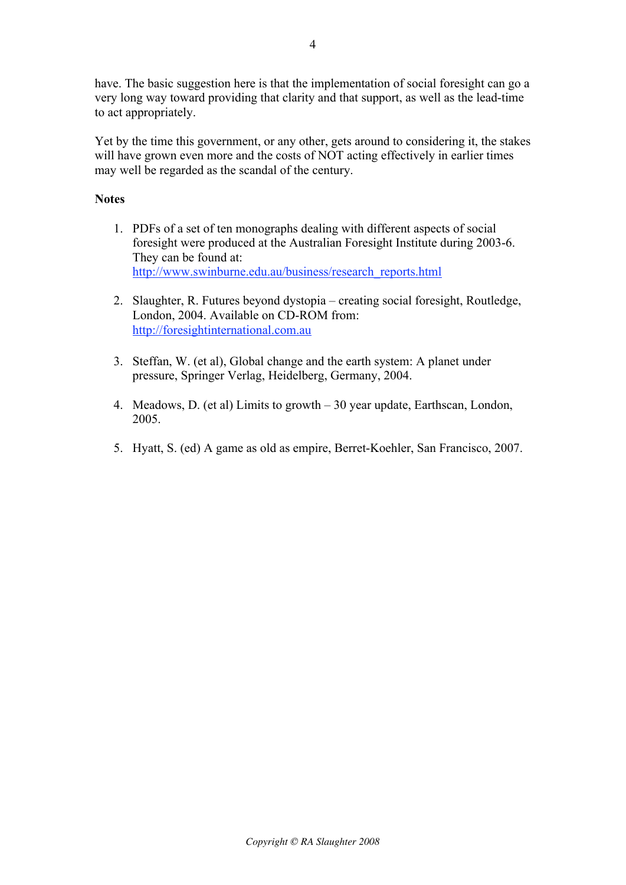have. The basic suggestion here is that the implementation of social foresight can go a very long way toward providing that clarity and that support, as well as the lead-time to act appropriately.

Yet by the time this government, or any other, gets around to considering it, the stakes will have grown even more and the costs of NOT acting effectively in earlier times may well be regarded as the scandal of the century.

**Notes**

1. PDFs of a set of ten monographs dealing with different aspects of social foresight were produced at the Australian Foresight Institute during 2003-6. They can be found at: http://www.swinburne.edu.au/business/research_reports.html

2. Slaughter, R. Futures beyond dystopia – creating social foresight, Routledge, London, 2004. Available on CD-ROM from: http://foresightinternational.com.au

3. Steffan, W. (et al), Global change and the earth system: A planet under pressure, Springer Verlag, Heidelberg, Germany, 2004.

4. Meadows, D. (et al) Limits to growth – 30 year update, Earthscan, London, 2005.

5. Hyatt, S. (ed) A game as old as empire, Berret-Koehler, San Francisco, 2007.

*Copyright © RA Slaughter 2008*